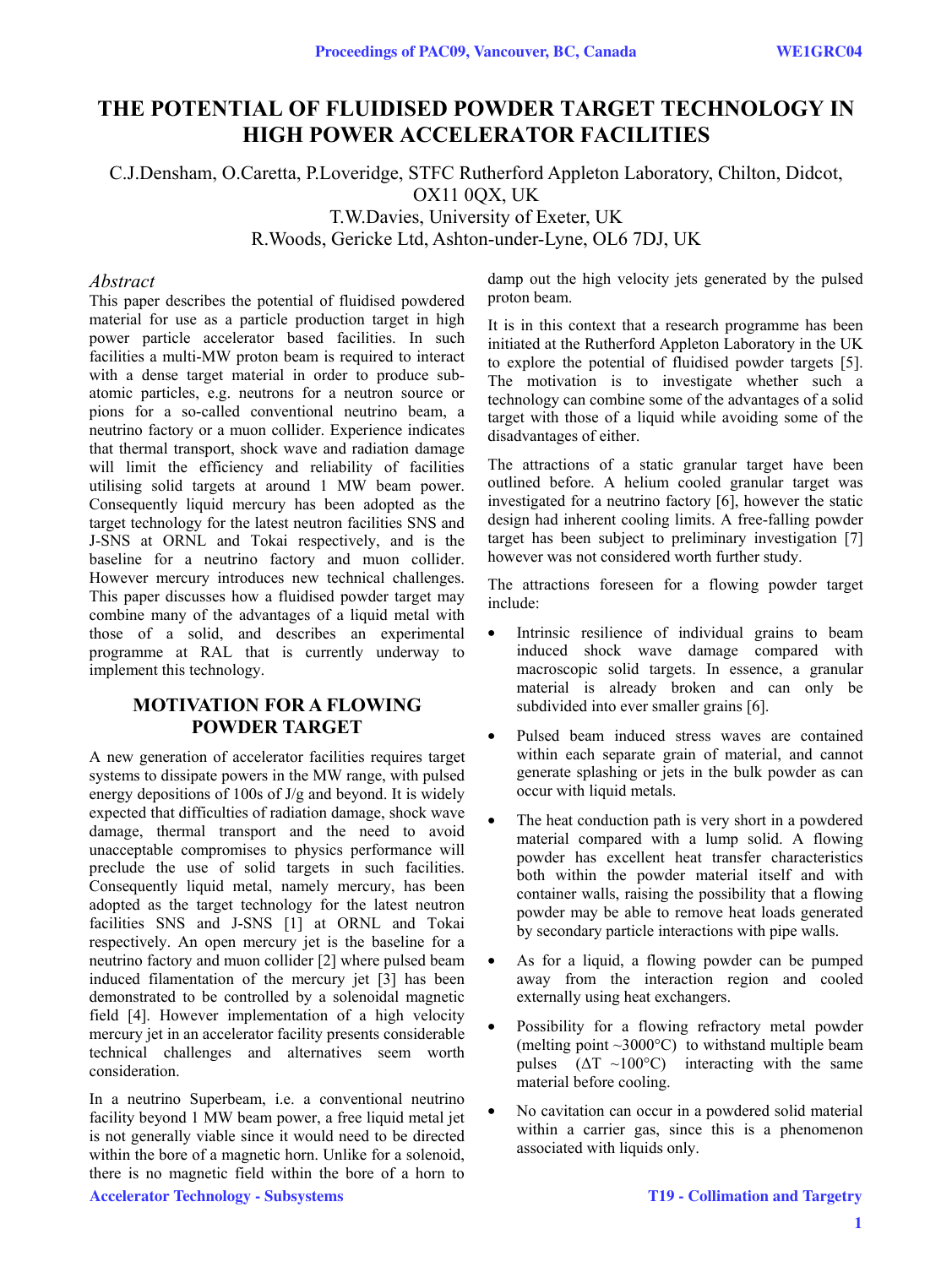# THE POTENTIAL OF FLUIDISED POWDER TARGET TECHNOLOGY IN HIGH POWER ACCELERATOR FACILITIES

C.J.Densham, O.Caretta, P.Loveridge, STFC Rutherford Appleton Laboratory, Chilton, Didcot, OX11 0QX, UK
T.W.Davies, University of Exeter, UK
R.Woods, Gericke Ltd, Ashton-under-Lyne, OL6 7DJ, UK

## *Abstract*

This paper describes the potential of fluidised powdered material for use as a particle production target in high power particle accelerator based facilities. In such facilities a multi-MW proton beam is required to interact with a dense target material in order to produce sub-atomic particles, e.g. neutrons for a neutron source or pions for a so-called conventional neutrino beam, a neutrino factory or a muon collider. Experience indicates that thermal transport, shock wave and radiation damage will limit the efficiency and reliability of facilities utilising solid targets at around 1 MW beam power. Consequently liquid mercury has been adopted as the target technology for the latest neutron facilities SNS and J-SNS at ORNL and Tokai respectively, and is the baseline for a neutrino factory and muon collider. However mercury introduces new technical challenges. This paper discusses how a fluidised powder target may combine many of the advantages of a liquid metal with those of a solid, and describes an experimental programme at RAL that is currently underway to implement this technology.

## MOTIVATION FOR A FLOWING POWDER TARGET

A new generation of accelerator facilities requires target systems to dissipate powers in the MW range, with pulsed energy depositions of 100s of J/g and beyond. It is widely expected that difficulties of radiation damage, shock wave damage, thermal transport and the need to avoid unacceptable compromises to physics performance will preclude the use of solid targets in such facilities. Consequently liquid metal, namely mercury, has been adopted as the target technology for the latest neutron facilities SNS and J-SNS [1] at ORNL and Tokai respectively. An open mercury jet is the baseline for a neutrino factory and muon collider [2] where pulsed beam induced filamentation of the mercury jet [3] has been demonstrated to be controlled by a solenoidal magnetic field [4]. However implementation of a high velocity mercury jet in an accelerator facility presents considerable technical challenges and alternatives seem worth consideration.

In a neutrino Superbeam, i.e. a conventional neutrino facility beyond 1 MW beam power, a free liquid metal jet is not generally viable since it would need to be directed within the bore of a magnetic horn. Unlike for a solenoid, there is no magnetic field within the bore of a horn to damp out the high velocity jets generated by the pulsed proton beam.

It is in this context that a research programme has been initiated at the Rutherford Appleton Laboratory in the UK to explore the potential of fluidised powder targets [5]. The motivation is to investigate whether such a technology can combine some of the advantages of a solid target with those of a liquid while avoiding some of the disadvantages of either.

The attractions of a static granular target have been outlined before. A helium cooled granular target was investigated for a neutrino factory [6], however the static design had inherent cooling limits. A free-falling powder target has been subject to preliminary investigation [7] however was not considered worth further study.

The attractions foreseen for a flowing powder target include:

- Intrinsic resilience of individual grains to beam induced shock wave damage compared with macroscopic solid targets. In essence, a granular material is already broken and can only be subdivided into ever smaller grains [6].
- Pulsed beam induced stress waves are contained within each separate grain of material, and cannot generate splashing or jets in the bulk powder as can occur with liquid metals.
- The heat conduction path is very short in a powdered material compared with a lump solid. A flowing powder has excellent heat transfer characteristics both within the powder material itself and with container walls, raising the possibility that a flowing powder may be able to remove heat loads generated by secondary particle interactions with pipe walls.
- As for a liquid, a flowing powder can be pumped away from the interaction region and cooled externally using heat exchangers.
- Possibility for a flowing refractory metal powder (melting point ~3000°C) to withstand multiple beam pulses ($\Delta T$ ~100°C) interacting with the same material before cooling.
- No cavitation can occur in a powdered solid material within a carrier gas, since this is a phenomenon associated with liquids only.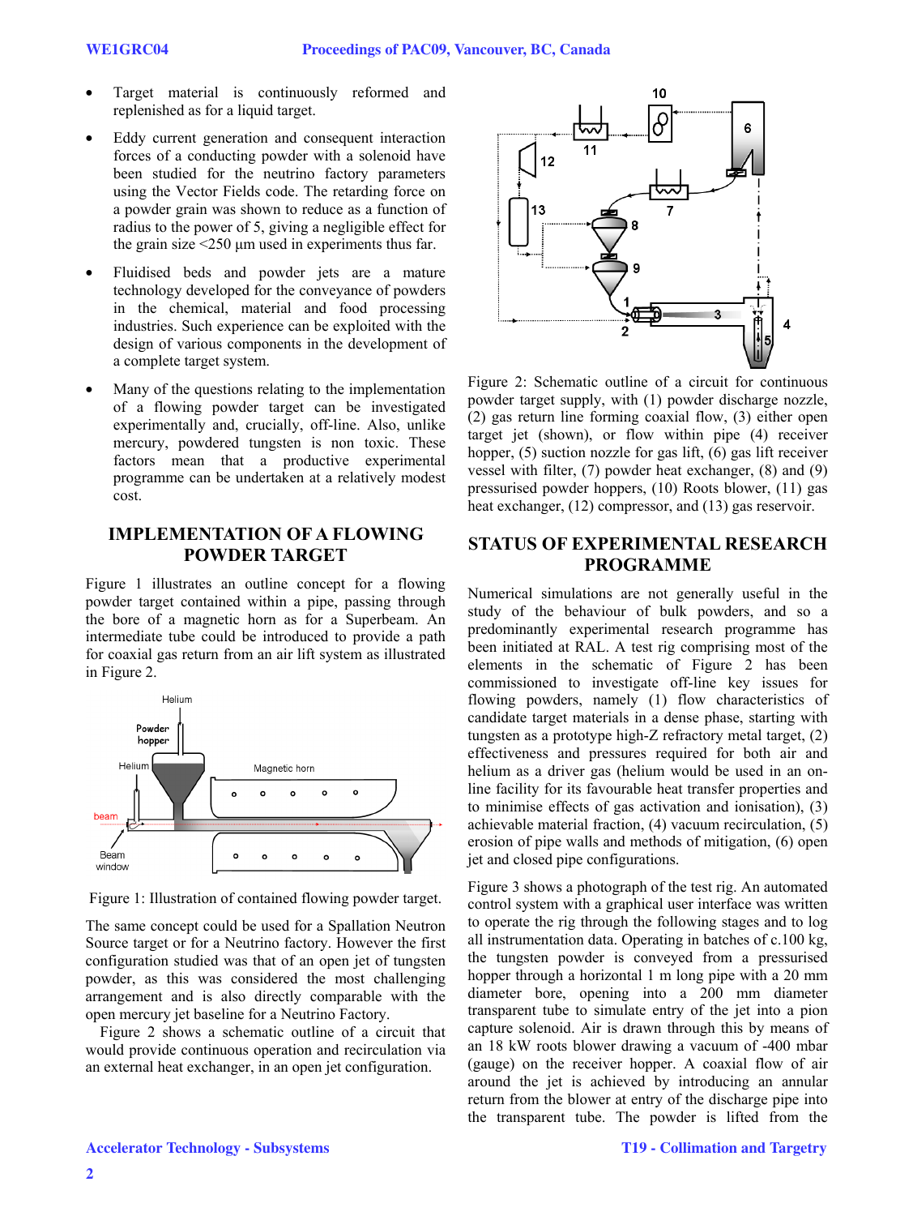- Target material is continuously reformed and replenished as for a liquid target.
- Eddy current generation and consequent interaction forces of a conducting powder with a solenoid have been studied for the neutrino factory parameters using the Vector Fields code. The retarding force on a powder grain was shown to reduce as a function of radius to the power of 5, giving a negligible effect for the grain size <250 µm used in experiments thus far.
- Fluidised beds and powder jets are a mature technology developed for the conveyance of powders in the chemical, material and food processing industries. Such experience can be exploited with the design of various components in the development of a complete target system.
- Many of the questions relating to the implementation of a flowing powder target can be investigated experimentally and, crucially, off-line. Also, unlike mercury, powdered tungsten is non toxic. These factors mean that a productive experimental programme can be undertaken at a relatively modest cost.

## IMPLEMENTATION OF A FLOWING POWDER TARGET

Figure 1 illustrates an outline concept for a flowing powder target contained within a pipe, passing through the bore of a magnetic horn as for a Superbeam. An intermediate tube could be introduced to provide a path for coaxial gas return from an air lift system as illustrated in Figure 2.

Figure 1: Illustration of contained flowing powder target.

The same concept could be used for a Spallation Neutron Source target or for a Neutrino factory. However the first configuration studied was that of an open jet of tungsten powder, as this was considered the most challenging arrangement and is also directly comparable with the open mercury jet baseline for a Neutrino Factory.

Figure 2 shows a schematic outline of a circuit that would provide continuous operation and recirculation via an external heat exchanger, in an open jet configuration.

Figure 2: Schematic outline of a circuit for continuous powder target supply, with (1) powder discharge nozzle, (2) gas return line forming coaxial flow, (3) either open target jet (shown), or flow within pipe (4) receiver hopper, (5) suction nozzle for gas lift, (6) gas lift receiver vessel with filter, (7) powder heat exchanger, (8) and (9) pressurised powder hoppers, (10) Roots blower, (11) gas heat exchanger, (12) compressor, and (13) gas reservoir.

## STATUS OF EXPERIMENTAL RESEARCH PROGRAMME

Numerical simulations are not generally useful in the study of the behaviour of bulk powders, and so a predominantly experimental research programme has been initiated at RAL. A test rig comprising most of the elements in the schematic of Figure 2 has been commissioned to investigate off-line key issues for flowing powders, namely (1) flow characteristics of candidate target materials in a dense phase, starting with tungsten as a prototype high-Z refractory metal target, (2) effectiveness and pressures required for both air and helium as a driver gas (helium would be used in an on-line facility for its favourable heat transfer properties and to minimise effects of gas activation and ionisation), (3) achievable material fraction, (4) vacuum recirculation, (5) erosion of pipe walls and methods of mitigation, (6) open jet and closed pipe configurations.

Figure 3 shows a photograph of the test rig. An automated control system with a graphical user interface was written to operate the rig through the following stages and to log all instrumentation data. Operating in batches of c.100 kg, the tungsten powder is conveyed from a pressurised hopper through a horizontal 1 m long pipe with a 20 mm diameter bore, opening into a 200 mm diameter transparent tube to simulate entry of the jet into a pion capture solenoid. Air is drawn through this by means of an 18 kW roots blower drawing a vacuum of -400 mbar (gauge) on the receiver hopper. A coaxial flow of air around the jet is achieved by introducing an annular return from the blower at entry of the discharge pipe into the transparent tube. The powder is lifted from the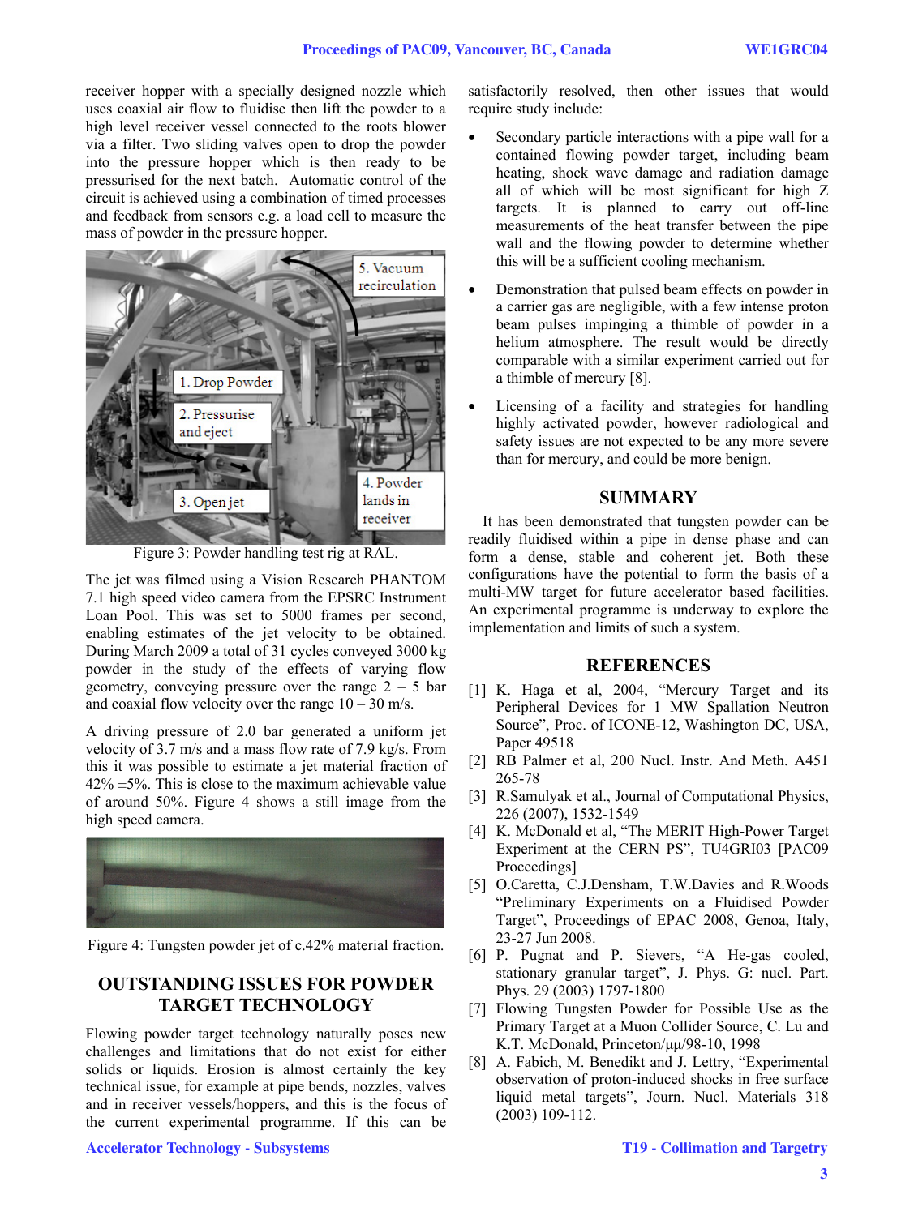receiver hopper with a specially designed nozzle which uses coaxial air flow to fluidise then lift the powder to a high level receiver vessel connected to the roots blower via a filter. Two sliding valves open to drop the powder into the pressure hopper which is then ready to be pressurised for the next batch. Automatic control of the circuit is achieved using a combination of timed processes and feedback from sensors e.g. a load cell to measure the mass of powder in the pressure hopper.

5. Vacuum recirculation

1. Drop Powder

2. Pressurise and eject

3. Open jet

4. Powder lands in receiver

Figure 3: Powder handling test rig at RAL.

The jet was filmed using a Vision Research PHANTOM 7.1 high speed video camera from the EPSRC Instrument Loan Pool. This was set to 5000 frames per second, enabling estimates of the jet velocity to be obtained. During March 2009 a total of 31 cycles conveyed 3000 kg powder in the study of the effects of varying flow geometry, conveying pressure over the range 2 – 5 bar and coaxial flow velocity over the range 10 – 30 m/s.

A driving pressure of 2.0 bar generated a uniform jet velocity of 3.7 m/s and a mass flow rate of 7.9 kg/s. From this it was possible to estimate a jet material fraction of 42% ±5%. This is close to the maximum achievable value of around 50%. Figure 4 shows a still image from the high speed camera.

Figure 4: Tungsten powder jet of c.42% material fraction.

## OUTSTANDING ISSUES FOR POWDER TARGET TECHNOLOGY

Flowing powder target technology naturally poses new challenges and limitations that do not exist for either solids or liquids. Erosion is almost certainly the key technical issue, for example at pipe bends, nozzles, valves and in receiver vessels/hoppers, and this is the focus of the current experimental programme. If this can be satisfactorily resolved, then other issues that would require study include:

- Secondary particle interactions with a pipe wall for a contained flowing powder target, including beam heating, shock wave damage and radiation damage all of which will be most significant for high Z targets. It is planned to carry out off-line measurements of the heat transfer between the pipe wall and the flowing powder to determine whether this will be a sufficient cooling mechanism.
- Demonstration that pulsed beam effects on powder in a carrier gas are negligible, with a few intense proton beam pulses impinging a thimble of powder in a helium atmosphere. The result would be directly comparable with a similar experiment carried out for a thimble of mercury [8].
- Licensing of a facility and strategies for handling highly activated powder, however radiological and safety issues are not expected to be any more severe than for mercury, and could be more benign.

## SUMMARY

It has been demonstrated that tungsten powder can be readily fluidised within a pipe in dense phase and can form a dense, stable and coherent jet. Both these configurations have the potential to form the basis of a multi-MW target for future accelerator based facilities. An experimental programme is underway to explore the implementation and limits of such a system.

## REFERENCES

[1] K. Haga et al, 2004, "Mercury Target and its Peripheral Devices for 1 MW Spallation Neutron Source", Proc. of ICONE-12, Washington DC, USA, Paper 49518

[2] RB Palmer et al, 200 Nucl. Instr. And Meth. A451 265-78

[3] R.Samulyak et al., Journal of Computational Physics, 226 (2007), 1532-1549

[4] K. McDonald et al, "The MERIT High-Power Target Experiment at the CERN PS", TU4GRI03 [PAC09 Proceedings]

[5] O.Caretta, C.J.Densham, T.W.Davies and R.Woods "Preliminary Experiments on a Fluidised Powder Target", Proceedings of EPAC 2008, Genoa, Italy, 23-27 Jun 2008.

[6] P. Pugnat and P. Sievers, "A He-gas cooled, stationary granular target", J. Phys. G: nucl. Part. Phys. 29 (2003) 1797-1800

[7] Flowing Tungsten Powder for Possible Use as the Primary Target at a Muon Collider Source, C. Lu and K.T. McDonald, Princeton/μμ/98-10, 1998

[8] A. Fabich, M. Benedikt and J. Lettry, "Experimental observation of proton-induced shocks in free surface liquid metal targets", Journ. Nucl. Materials 318 (2003) 109-112.